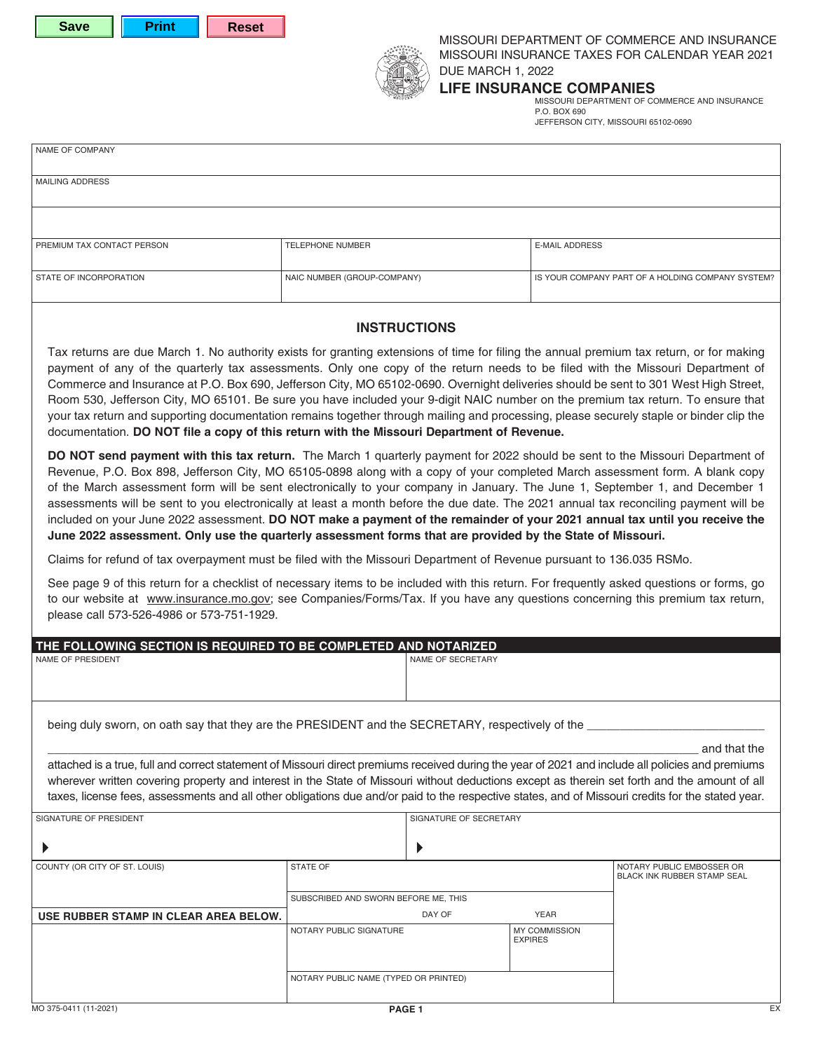Save | Print | Reset

MISSOURI DEPARTMENT OF COMMERCE AND INSURANCE
MISSOURI INSURANCE TAXES FOR CALENDAR YEAR 2021
DUE MARCH 1, 2022

# LIFE INSURANCE COMPANIES

MISSOURI DEPARTMENT OF COMMERCE AND INSURANCE
P.O. BOX 690
JEFFERSON CITY, MISSOURI 65102-0690

| NAME OF COMPANY | | |
|---|---|---|
| MAILING ADDRESS | | |
| | | |
| PREMIUM TAX CONTACT PERSON | TELEPHONE NUMBER | E-MAIL ADDRESS |
| STATE OF INCORPORATION | NAIC NUMBER (GROUP-COMPANY) | IS YOUR COMPANY PART OF A HOLDING COMPANY SYSTEM? |

## INSTRUCTIONS

Tax returns are due March 1. No authority exists for granting extensions of time for filing the annual premium tax return, or for making payment of any of the quarterly tax assessments. Only one copy of the return needs to be filed with the Missouri Department of Commerce and Insurance at P.O. Box 690, Jefferson City, MO 65102-0690. Overnight deliveries should be sent to 301 West High Street, Room 530, Jefferson City, MO 65101. Be sure you have included your 9-digit NAIC number on the premium tax return. To ensure that your tax return and supporting documentation remains together through mailing and processing, please securely staple or binder clip the documentation. **DO NOT file a copy of this return with the Missouri Department of Revenue.**

**DO NOT send payment with this tax return.** The March 1 quarterly payment for 2022 should be sent to the Missouri Department of Revenue, P.O. Box 898, Jefferson City, MO 65105-0898 along with a copy of your completed March assessment form. A blank copy of the March assessment form will be sent electronically to your company in January. The June 1, September 1, and December 1 assessments will be sent to you electronically at least a month before the due date. The 2021 annual tax reconciling payment will be included on your June 2022 assessment. **DO NOT make a payment of the remainder of your 2021 annual tax until you receive the June 2022 assessment. Only use the quarterly assessment forms that are provided by the State of Missouri.**

Claims for refund of tax overpayment must be filed with the Missouri Department of Revenue pursuant to 136.035 RSMo.

See page 9 of this return for a checklist of necessary items to be included with this return. For frequently asked questions or forms, go to our website at www.insurance.mo.gov; see Companies/Forms/Tax. If you have any questions concerning this premium tax return, please call 573-526-4986 or 573-751-1929.

### THE FOLLOWING SECTION IS REQUIRED TO BE COMPLETED AND NOTARIZED

| NAME OF PRESIDENT | NAME OF SECRETARY |
|---|---|
| | |

being duly sworn, on oath say that they are the PRESIDENT and the SECRETARY, respectively of the ____________________________

____________________________________________________________ and that the attached is a true, full and correct statement of Missouri direct premiums received during the year of 2021 and include all policies and premiums wherever written covering property and interest in the State of Missouri without deductions except as therein set forth and the amount of all taxes, license fees, assessments and all other obligations due and/or paid to the respective states, and of Missouri credits for the stated year.

| SIGNATURE OF PRESIDENT | SIGNATURE OF SECRETARY |
|---|---|
| ▶ | ▶ |

| COUNTY (OR CITY OF ST. LOUIS) | STATE OF | | NOTARY PUBLIC EMBOSSER OR BLACK INK RUBBER STAMP SEAL |
|---|---|---|---|
| **USE RUBBER STAMP IN CLEAR AREA BELOW.** | SUBSCRIBED AND SWORN BEFORE ME, THIS ___ DAY OF ___ YEAR | | |
| | NOTARY PUBLIC SIGNATURE | MY COMMISSION EXPIRES | |
| | NOTARY PUBLIC NAME (TYPED OR PRINTED) | | |

MO 375-0411 (11-2021)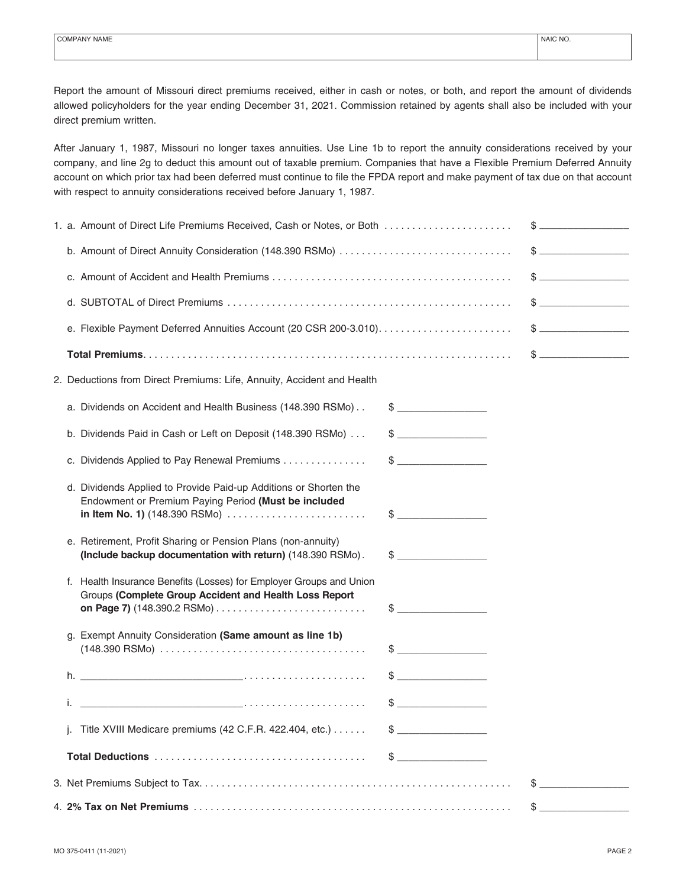| COMPANY NAME | NAIC NO. |
|---|---|
| | |

Report the amount of Missouri direct premiums received, either in cash or notes, or both, and report the amount of dividends allowed policyholders for the year ending December 31, 2021. Commission retained by agents shall also be included with your direct premium written.

After January 1, 1987, Missouri no longer taxes annuities. Use Line 1b to report the annuity considerations received by your company, and line 2g to deduct this amount out of taxable premium. Companies that have a Flexible Premium Deferred Annuity account on which prior tax had been deferred must continue to file the FPDA report and make payment of tax due on that account with respect to annuity considerations received before January 1, 1987.

1. a. Amount of Direct Life Premiums Received, Cash or Notes, or Both . . . . . . . . . . . . . . . . . . . . . . . $ ________________

   b. Amount of Direct Annuity Consideration (148.390 RSMo) . . . . . . . . . . . . . . . . . . . . . . . . . . . . . . $ ________________

   c. Amount of Accident and Health Premiums . . . . . . . . . . . . . . . . . . . . . . . . . . . . . . . . . . . . . . . . . . $ ________________

   d. SUBTOTAL of Direct Premiums . . . . . . . . . . . . . . . . . . . . . . . . . . . . . . . . . . . . . . . . . . . . . . . . . . $ ________________

   e. Flexible Payment Deferred Annuities Account (20 CSR 200-3.010). . . . . . . . . . . . . . . . . . . . . . . . $ ________________

   **Total Premiums**. . . . . . . . . . . . . . . . . . . . . . . . . . . . . . . . . . . . . . . . . . . . . . . . . . . . . . . . . . . . . . . . $ ________________

2. Deductions from Direct Premiums: Life, Annuity, Accident and Health

   a. Dividends on Accident and Health Business (148.390 RSMo) . . $ ________________

   b. Dividends Paid in Cash or Left on Deposit (148.390 RSMo) . . . $ ________________

   c. Dividends Applied to Pay Renewal Premiums . . . . . . . . . . . . . . . $ ________________

   d. Dividends Applied to Provide Paid-up Additions or Shorten the Endowment or Premium Paying Period **(Must be included in Item No. 1)** (148.390 RSMo) . . . . . . . . . . . . . . . . . . . . . . . . . $ ________________

   e. Retirement, Profit Sharing or Pension Plans (non-annuity) **(Include backup documentation with return)** (148.390 RSMo). $ ________________

   f. Health Insurance Benefits (Losses) for Employer Groups and Union Groups **(Complete Group Accident and Health Loss Report on Page 7)** (148.390.2 RSMo) . . . . . . . . . . . . . . . . . . . . . . . . . . $ ________________

   g. Exempt Annuity Consideration **(Same amount as line 1b)** (148.390 RSMo) . . . . . . . . . . . . . . . . . . . . . . . . . . . . . . . . . . . . . $ ________________

   h. ____________________________. . . . . . . . . . . . . . . . . . . . . . $ ________________

   i. ____________________________. . . . . . . . . . . . . . . . . . . . . . $ ________________

   j. Title XVIII Medicare premiums (42 C.F.R. 422.404, etc.) . . . . . . $ ________________

   **Total Deductions** . . . . . . . . . . . . . . . . . . . . . . . . . . . . . . . . . . . . . . $ ________________

3. Net Premiums Subject to Tax. . . . . . . . . . . . . . . . . . . . . . . . . . . . . . . . . . . . . . . . . . . . . . . . . . . . . . . . $ ________________

4. **2% Tax on Net Premiums** . . . . . . . . . . . . . . . . . . . . . . . . . . . . . . . . . . . . . . . . . . . . . . . . . . . . . . . . $ ________________

MO 375-0411 (11-2021)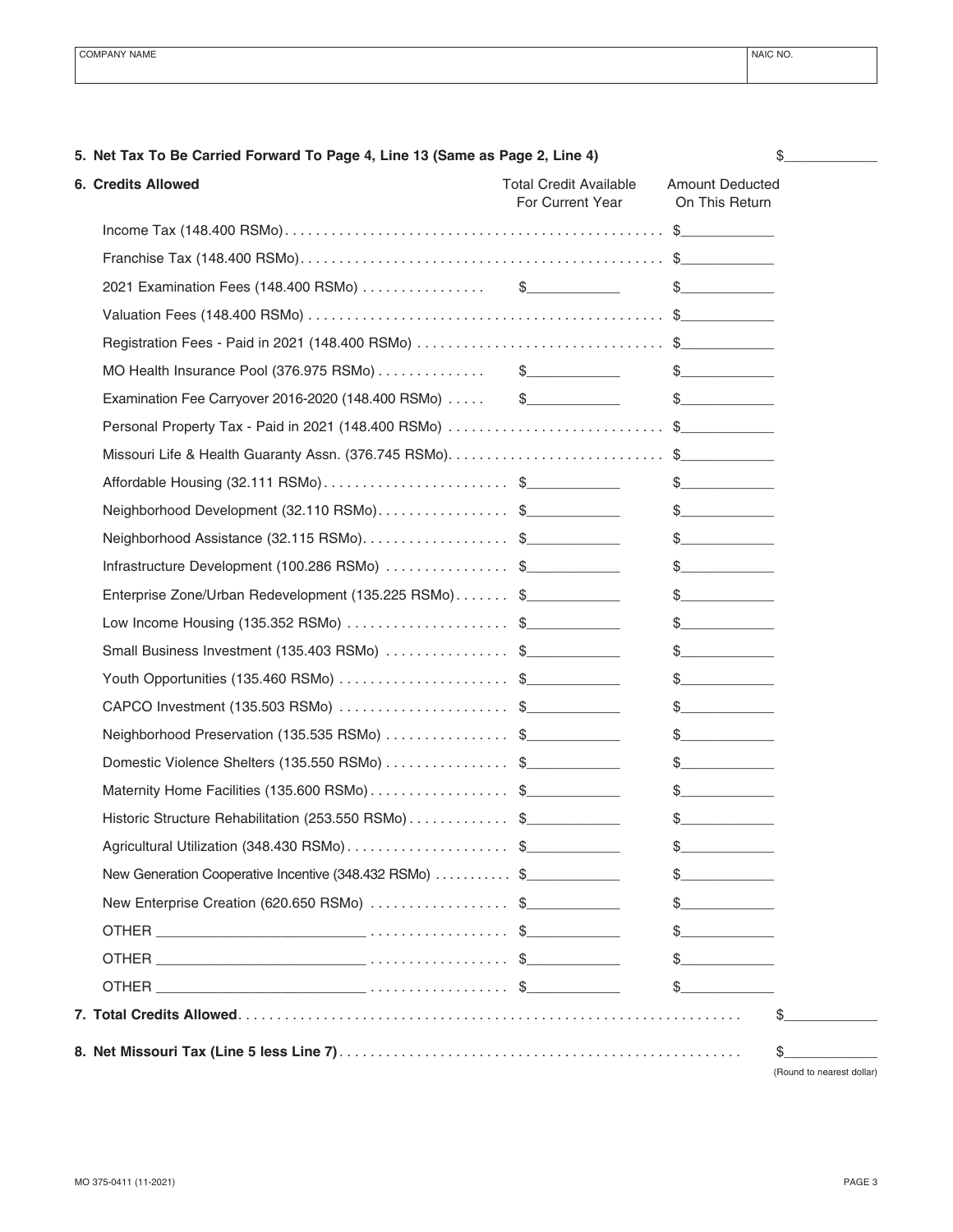| COMPANY NAME | NAIC NO. |
|---|---|
| | |

**5. Net Tax To Be Carried Forward To Page 4, Line 13 (Same as Page 2, Line 4)** $____________

| **6. Credits Allowed** | Total Credit Available For Current Year | Amount Deducted On This Return |
|---|---|---|
| Income Tax (148.400 RSMo) | | $____________ |
| Franchise Tax (148.400 RSMo) | | $____________ |
| 2021 Examination Fees (148.400 RSMo) | $____________ | $____________ |
| Valuation Fees (148.400 RSMo) | | $____________ |
| Registration Fees - Paid in 2021 (148.400 RSMo) | | $____________ |
| MO Health Insurance Pool (376.975 RSMo) | $____________ | $____________ |
| Examination Fee Carryover 2016-2020 (148.400 RSMo) | $____________ | $____________ |
| Personal Property Tax - Paid in 2021 (148.400 RSMo) | | $____________ |
| Missouri Life & Health Guaranty Assn. (376.745 RSMo) | | $____________ |
| Affordable Housing (32.111 RSMo) | $____________ | $____________ |
| Neighborhood Development (32.110 RSMo) | $____________ | $____________ |
| Neighborhood Assistance (32.115 RSMo) | $____________ | $____________ |
| Infrastructure Development (100.286 RSMo) | $____________ | $____________ |
| Enterprise Zone/Urban Redevelopment (135.225 RSMo) | $____________ | $____________ |
| Low Income Housing (135.352 RSMo) | $____________ | $____________ |
| Small Business Investment (135.403 RSMo) | $____________ | $____________ |
| Youth Opportunities (135.460 RSMo) | $____________ | $____________ |
| CAPCO Investment (135.503 RSMo) | $____________ | $____________ |
| Neighborhood Preservation (135.535 RSMo) | $____________ | $____________ |
| Domestic Violence Shelters (135.550 RSMo) | $____________ | $____________ |
| Maternity Home Facilities (135.600 RSMo) | $____________ | $____________ |
| Historic Structure Rehabilitation (253.550 RSMo) | $____________ | $____________ |
| Agricultural Utilization (348.430 RSMo) | $____________ | $____________ |
| New Generation Cooperative Incentive (348.432 RSMo) | $____________ | $____________ |
| New Enterprise Creation (620.650 RSMo) | $____________ | $____________ |
| OTHER ___________________________ | $____________ | $____________ |
| OTHER ___________________________ | $____________ | $____________ |
| OTHER ___________________________ | $____________ | $____________ |

**7. Total Credits Allowed** $____________

**8. Net Missouri Tax (Line 5 less Line 7)** $____________
(Round to nearest dollar)

MO 375-0411 (11-2021)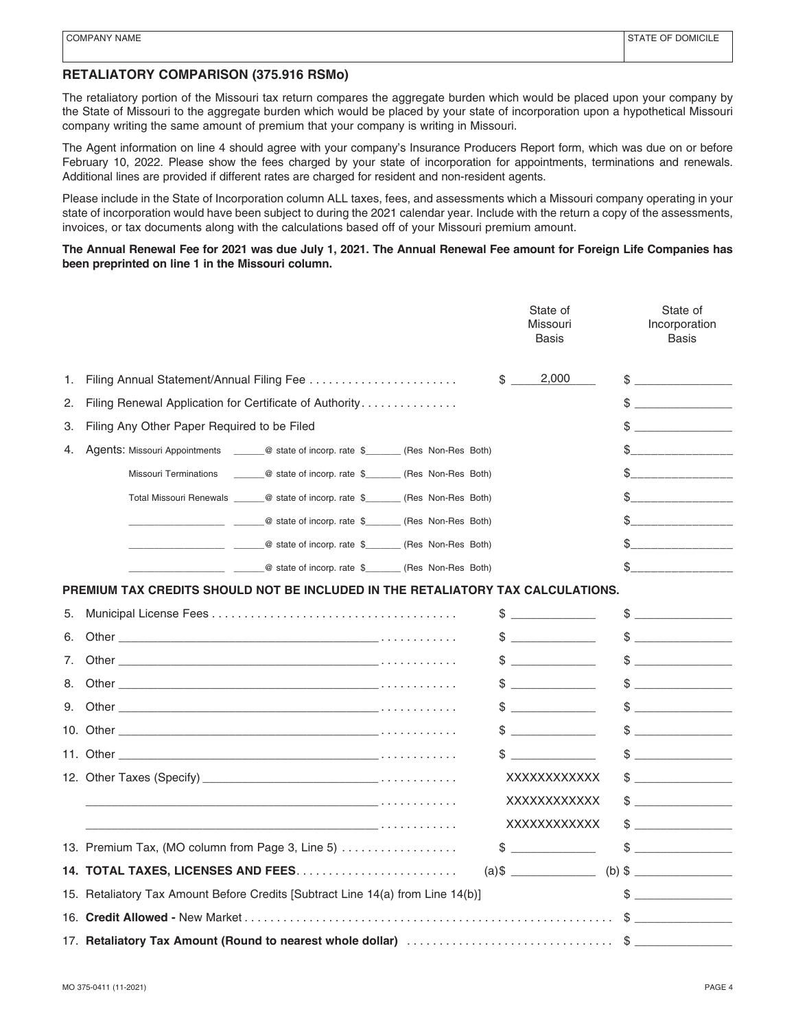| COMPANY NAME | STATE OF DOMICILE |
|---|---|
| | |

## RETALIATORY COMPARISON (375.916 RSMo)

The retaliatory portion of the Missouri tax return compares the aggregate burden which would be placed upon your company by the State of Missouri to the aggregate burden which would be placed by your state of incorporation upon a hypothetical Missouri company writing the same amount of premium that your company is writing in Missouri.

The Agent information on line 4 should agree with your company's Insurance Producers Report form, which was due on or before February 10, 2022. Please show the fees charged by your state of incorporation for appointments, terminations and renewals. Additional lines are provided if different rates are charged for resident and non-resident agents.

Please include in the State of Incorporation column ALL taxes, fees, and assessments which a Missouri company operating in your state of incorporation would have been subject to during the 2021 calendar year. Include with the return a copy of the assessments, invoices, or tax documents along with the calculations based off of your Missouri premium amount.

**The Annual Renewal Fee for 2021 was due July 1, 2021. The Annual Renewal Fee amount for Foreign Life Companies has been preprinted on line 1 in the Missouri column.**

| | | State of Missouri Basis | State of Incorporation Basis |
|---|---|---|---|
| 1. | Filing Annual Statement/Annual Filing Fee | $ 2,000 | $ ______ |
| 2. | Filing Renewal Application for Certificate of Authority | | $ ______ |
| 3. | Filing Any Other Paper Required to be Filed | | $ ______ |
| 4. | Agents: Missouri Appointments ______ @ state of incorp. rate $______ (Res Non-Res Both) | | $ ______ |
| | Missouri Terminations ______ @ state of incorp. rate $______ (Res Non-Res Both) | | $ ______ |
| | Total Missouri Renewals ______ @ state of incorp. rate $______ (Res Non-Res Both) | | $ ______ |
| | ______ ______ @ state of incorp. rate $______ (Res Non-Res Both) | | $ ______ |
| | ______ ______ @ state of incorp. rate $______ (Res Non-Res Both) | | $ ______ |
| | ______ ______ @ state of incorp. rate $______ (Res Non-Res Both) | | $ ______ |

**PREMIUM TAX CREDITS SHOULD NOT BE INCLUDED IN THE RETALIATORY TAX CALCULATIONS.**

| | | State of Missouri Basis | State of Incorporation Basis |
|---|---|---|---|
| 5. | Municipal License Fees | $ ______ | $ ______ |
| 6. | Other ______ | $ ______ | $ ______ |
| 7. | Other ______ | $ ______ | $ ______ |
| 8. | Other ______ | $ ______ | $ ______ |
| 9. | Other ______ | $ ______ | $ ______ |
| 10. | Other ______ | $ ______ | $ ______ |
| 11. | Other ______ | $ ______ | $ ______ |
| 12. | Other Taxes (Specify) ______ | XXXXXXXXXXXX | $ ______ |
| | ______ | XXXXXXXXXXXX | $ ______ |
| | ______ | XXXXXXXXXXXX | $ ______ |
| 13. | Premium Tax, (MO column from Page 3, Line 5) | $ ______ | $ ______ |
| 14. | **TOTAL TAXES, LICENSES AND FEES** | (a)$ ______ | (b) $ ______ |
| 15. | Retaliatory Tax Amount Before Credits [Subtract Line 14(a) from Line 14(b)] | | $ ______ |
| 16. | **Credit Allowed -** New Market | | $ ______ |
| 17. | **Retaliatory Tax Amount (Round to nearest whole dollar)** | | $ ______ |

MO 375-0411 (11-2021)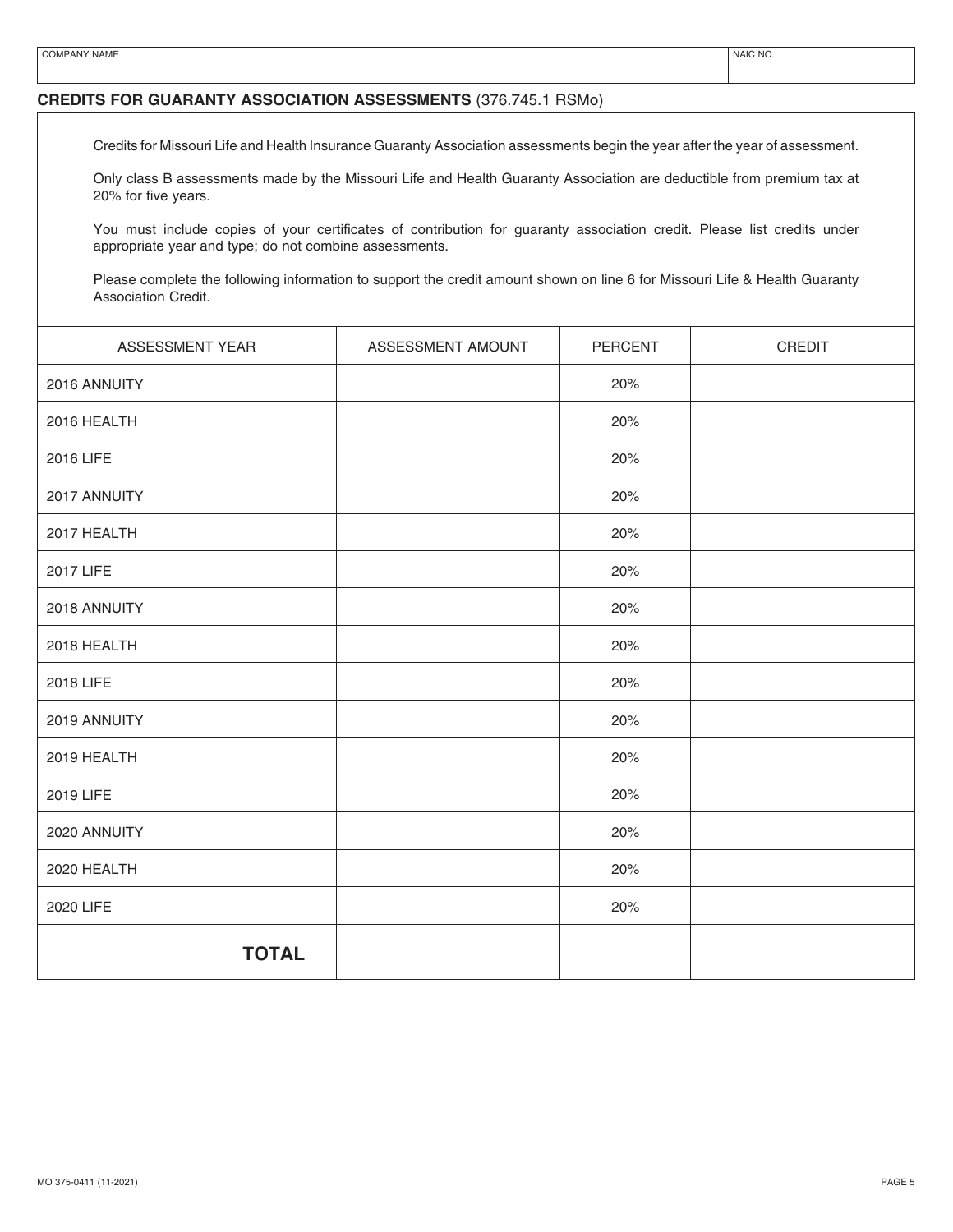| COMPANY NAME | NAIC NO. |
|---|---|
| | |

## CREDITS FOR GUARANTY ASSOCIATION ASSESSMENTS (376.745.1 RSMo)

Credits for Missouri Life and Health Insurance Guaranty Association assessments begin the year after the year of assessment.

Only class B assessments made by the Missouri Life and Health Guaranty Association are deductible from premium tax at 20% for five years.

You must include copies of your certificates of contribution for guaranty association credit. Please list credits under appropriate year and type; do not combine assessments.

Please complete the following information to support the credit amount shown on line 6 for Missouri Life & Health Guaranty Association Credit.

| ASSESSMENT YEAR | ASSESSMENT AMOUNT | PERCENT | CREDIT |
|---|---|---|---|
| 2016 ANNUITY | | 20% | |
| 2016 HEALTH | | 20% | |
| 2016 LIFE | | 20% | |
| 2017 ANNUITY | | 20% | |
| 2017 HEALTH | | 20% | |
| 2017 LIFE | | 20% | |
| 2018 ANNUITY | | 20% | |
| 2018 HEALTH | | 20% | |
| 2018 LIFE | | 20% | |
| 2019 ANNUITY | | 20% | |
| 2019 HEALTH | | 20% | |
| 2019 LIFE | | 20% | |
| 2020 ANNUITY | | 20% | |
| 2020 HEALTH | | 20% | |
| 2020 LIFE | | 20% | |
| **TOTAL** | | | |

MO 375-0411 (11-2021)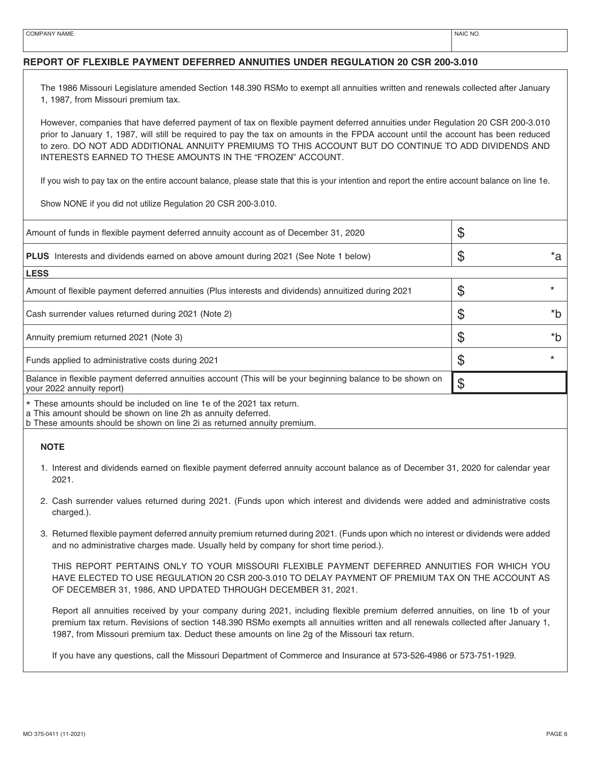| COMPANY NAME | NAIC NO. |
|---|---|
| | |

## REPORT OF FLEXIBLE PAYMENT DEFERRED ANNUITIES UNDER REGULATION 20 CSR 200-3.010

The 1986 Missouri Legislature amended Section 148.390 RSMo to exempt all annuities written and renewals collected after January 1, 1987, from Missouri premium tax.

However, companies that have deferred payment of tax on flexible payment deferred annuities under Regulation 20 CSR 200-3.010 prior to January 1, 1987, will still be required to pay the tax on amounts in the FPDA account until the account has been reduced to zero. DO NOT ADD ADDITIONAL ANNUITY PREMIUMS TO THIS ACCOUNT BUT DO CONTINUE TO ADD DIVIDENDS AND INTERESTS EARNED TO THESE AMOUNTS IN THE "FROZEN" ACCOUNT.

If you wish to pay tax on the entire account balance, please state that this is your intention and report the entire account balance on line 1e.

Show NONE if you did not utilize Regulation 20 CSR 200-3.010.

| | | |
|---|---|---|
| Amount of funds in flexible payment deferred annuity account as of December 31, 2020 | $ | |
| **PLUS** Interests and dividends earned on above amount during 2021 (See Note 1 below) | $ | *a |
| **LESS** | | |
| Amount of flexible payment deferred annuities (Plus interests and dividends) annuitized during 2021 | $ | * |
| Cash surrender values returned during 2021 (Note 2) | $ | *b |
| Annuity premium returned 2021 (Note 3) | $ | *b |
| Funds applied to administrative costs during 2021 | $ | * |
| Balance in flexible payment deferred annuities account (This will be your beginning balance to be shown on your 2022 annuity report) | $ | |

\* These amounts should be included on line 1e of the 2021 tax return.
a This amount should be shown on line 2h as annuity deferred.
b These amounts should be shown on line 2i as returned annuity premium.

**NOTE**

1. Interest and dividends earned on flexible payment deferred annuity account balance as of December 31, 2020 for calendar year 2021.
2. Cash surrender values returned during 2021. (Funds upon which interest and dividends were added and administrative costs charged.).
3. Returned flexible payment deferred annuity premium returned during 2021. (Funds upon which no interest or dividends were added and no administrative charges made. Usually held by company for short time period.).

THIS REPORT PERTAINS ONLY TO YOUR MISSOURI FLEXIBLE PAYMENT DEFERRED ANNUITIES FOR WHICH YOU HAVE ELECTED TO USE REGULATION 20 CSR 200-3.010 TO DELAY PAYMENT OF PREMIUM TAX ON THE ACCOUNT AS OF DECEMBER 31, 1986, AND UPDATED THROUGH DECEMBER 31, 2021.

Report all annuities received by your company during 2021, including flexible premium deferred annuities, on line 1b of your premium tax return. Revisions of section 148.390 RSMo exempts all annuities written and all renewals collected after January 1, 1987, from Missouri premium tax. Deduct these amounts on line 2g of the Missouri tax return.

If you have any questions, call the Missouri Department of Commerce and Insurance at 573-526-4986 or 573-751-1929.

MO 375-0411 (11-2021)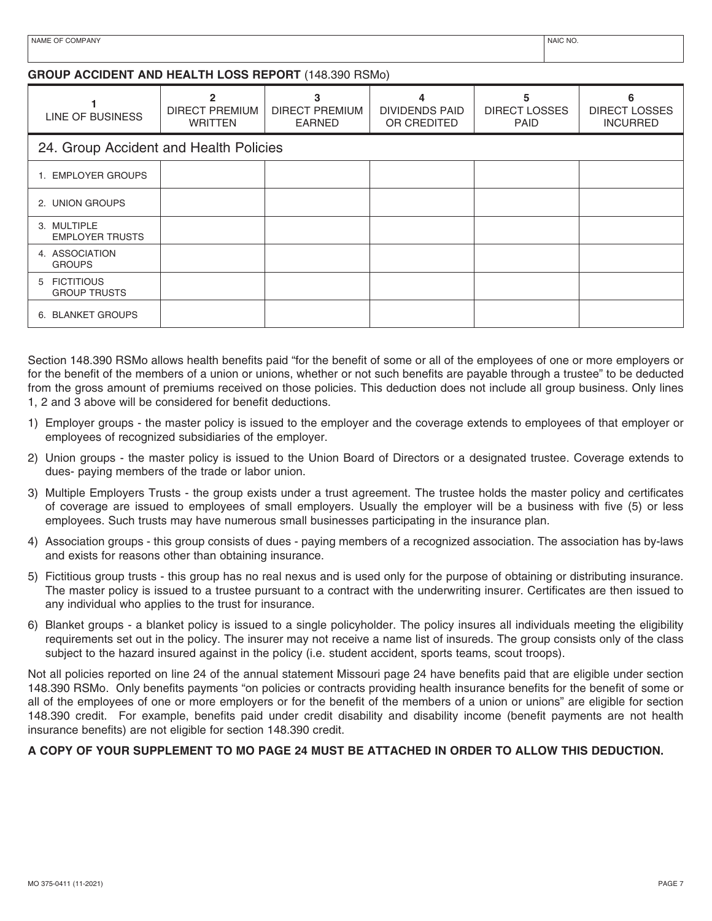| NAME OF COMPANY | NAIC NO. |
|---|---|
| | |

**GROUP ACCIDENT AND HEALTH LOSS REPORT** (148.390 RSMo)

| 1<br>LINE OF BUSINESS | 2<br>DIRECT PREMIUM WRITTEN | 3<br>DIRECT PREMIUM EARNED | 4<br>DIVIDENDS PAID OR CREDITED | 5<br>DIRECT LOSSES PAID | 6<br>DIRECT LOSSES INCURRED |
|---|---|---|---|---|---|
| 24. Group Accident and Health Policies | | | | | |
| 1. EMPLOYER GROUPS | | | | | |
| 2. UNION GROUPS | | | | | |
| 3. MULTIPLE EMPLOYER TRUSTS | | | | | |
| 4. ASSOCIATION GROUPS | | | | | |
| 5 FICTITIOUS GROUP TRUSTS | | | | | |
| 6. BLANKET GROUPS | | | | | |

Section 148.390 RSMo allows health benefits paid "for the benefit of some or all of the employees of one or more employers or for the benefit of the members of a union or unions, whether or not such benefits are payable through a trustee" to be deducted from the gross amount of premiums received on those policies. This deduction does not include all group business. Only lines 1, 2 and 3 above will be considered for benefit deductions.

1) Employer groups - the master policy is issued to the employer and the coverage extends to employees of that employer or employees of recognized subsidiaries of the employer.
2) Union groups - the master policy is issued to the Union Board of Directors or a designated trustee. Coverage extends to dues- paying members of the trade or labor union.
3) Multiple Employers Trusts - the group exists under a trust agreement. The trustee holds the master policy and certificates of coverage are issued to employees of small employers. Usually the employer will be a business with five (5) or less employees. Such trusts may have numerous small businesses participating in the insurance plan.
4) Association groups - this group consists of dues - paying members of a recognized association. The association has by-laws and exists for reasons other than obtaining insurance.
5) Fictitious group trusts - this group has no real nexus and is used only for the purpose of obtaining or distributing insurance. The master policy is issued to a trustee pursuant to a contract with the underwriting insurer. Certificates are then issued to any individual who applies to the trust for insurance.
6) Blanket groups - a blanket policy is issued to a single policyholder. The policy insures all individuals meeting the eligibility requirements set out in the policy. The insurer may not receive a name list of insureds. The group consists only of the class subject to the hazard insured against in the policy (i.e. student accident, sports teams, scout troops).

Not all policies reported on line 24 of the annual statement Missouri page 24 have benefits paid that are eligible under section 148.390 RSMo. Only benefits payments "on policies or contracts providing health insurance benefits for the benefit of some or all of the employees of one or more employers or for the benefit of the members of a union or unions" are eligible for section 148.390 credit. For example, benefits paid under credit disability and disability income (benefit payments are not health insurance benefits) are not eligible for section 148.390 credit.

**A COPY OF YOUR SUPPLEMENT TO MO PAGE 24 MUST BE ATTACHED IN ORDER TO ALLOW THIS DEDUCTION.**

MO 375-0411 (11-2021)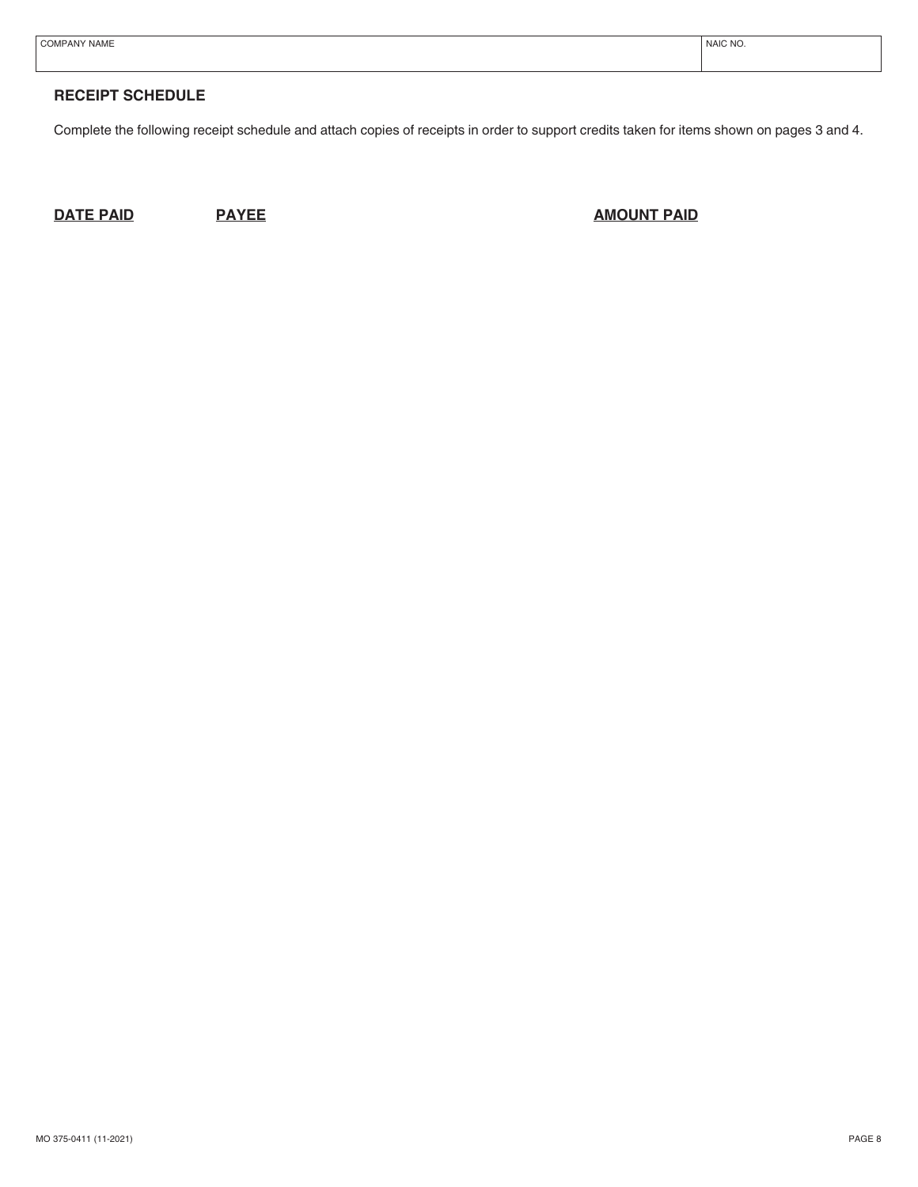| COMPANY NAME | NAIC NO. |
|---|---|
| | |

## RECEIPT SCHEDULE

Complete the following receipt schedule and attach copies of receipts in order to support credits taken for items shown on pages 3 and 4.

| DATE PAID | PAYEE | AMOUNT PAID |
|---|---|---|
| | | |

MO 375-0411 (11-2021)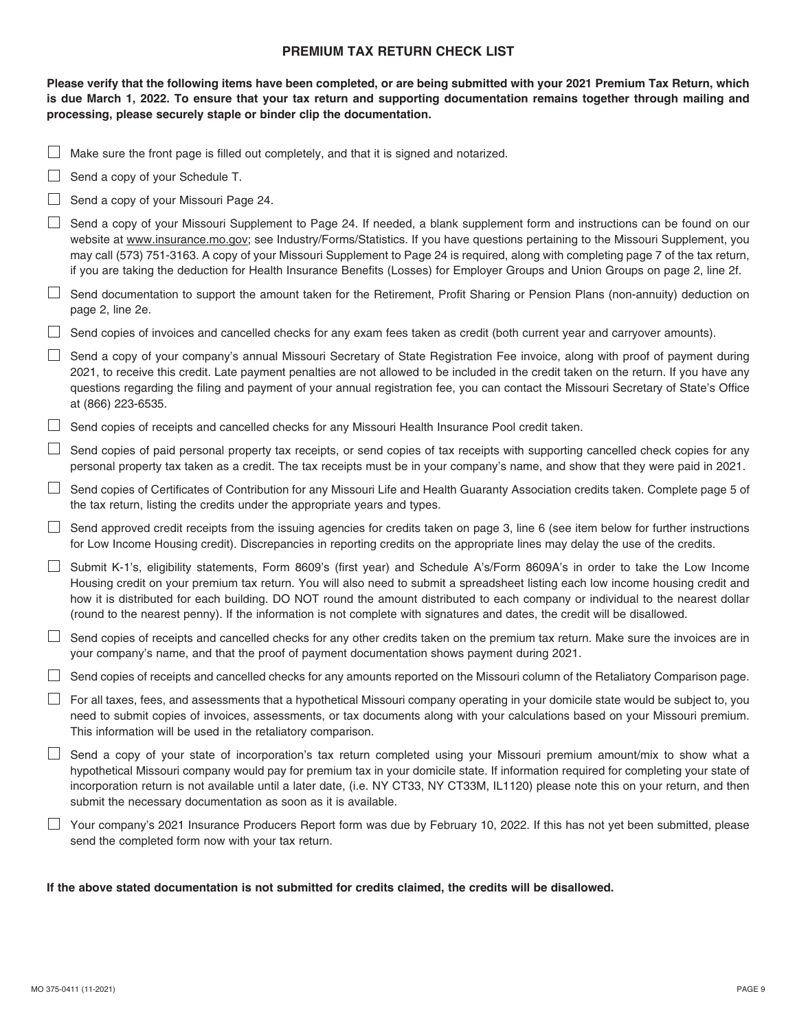## PREMIUM TAX RETURN CHECK LIST

**Please verify that the following items have been completed, or are being submitted with your 2021 Premium Tax Return, which is due March 1, 2022. To ensure that your tax return and supporting documentation remains together through mailing and processing, please securely staple or binder clip the documentation.**

- ☐ Make sure the front page is filled out completely, and that it is signed and notarized.
- ☐ Send a copy of your Schedule T.
- ☐ Send a copy of your Missouri Page 24.
- ☐ Send a copy of your Missouri Supplement to Page 24. If needed, a blank supplement form and instructions can be found on our website at www.insurance.mo.gov; see Industry/Forms/Statistics. If you have questions pertaining to the Missouri Supplement, you may call (573) 751-3163. A copy of your Missouri Supplement to Page 24 is required, along with completing page 7 of the tax return, if you are taking the deduction for Health Insurance Benefits (Losses) for Employer Groups and Union Groups on page 2, line 2f.
- ☐ Send documentation to support the amount taken for the Retirement, Profit Sharing or Pension Plans (non-annuity) deduction on page 2, line 2e.
- ☐ Send copies of invoices and cancelled checks for any exam fees taken as credit (both current year and carryover amounts).
- ☐ Send a copy of your company's annual Missouri Secretary of State Registration Fee invoice, along with proof of payment during 2021, to receive this credit. Late payment penalties are not allowed to be included in the credit taken on the return. If you have any questions regarding the filing and payment of your annual registration fee, you can contact the Missouri Secretary of State's Office at (866) 223-6535.
- ☐ Send copies of receipts and cancelled checks for any Missouri Health Insurance Pool credit taken.
- ☐ Send copies of paid personal property tax receipts, or send copies of tax receipts with supporting cancelled check copies for any personal property tax taken as a credit. The tax receipts must be in your company's name, and show that they were paid in 2021.
- ☐ Send copies of Certificates of Contribution for any Missouri Life and Health Guaranty Association credits taken. Complete page 5 of the tax return, listing the credits under the appropriate years and types.
- ☐ Send approved credit receipts from the issuing agencies for credits taken on page 3, line 6 (see item below for further instructions for Low Income Housing credit). Discrepancies in reporting credits on the appropriate lines may delay the use of the credits.
- ☐ Submit K-1's, eligibility statements, Form 8609's (first year) and Schedule A's/Form 8609A's in order to take the Low Income Housing credit on your premium tax return. You will also need to submit a spreadsheet listing each low income housing credit and how it is distributed for each building. DO NOT round the amount distributed to each company or individual to the nearest dollar (round to the nearest penny). If the information is not complete with signatures and dates, the credit will be disallowed.
- ☐ Send copies of receipts and cancelled checks for any other credits taken on the premium tax return. Make sure the invoices are in your company's name, and that the proof of payment documentation shows payment during 2021.
- ☐ Send copies of receipts and cancelled checks for any amounts reported on the Missouri column of the Retaliatory Comparison page.
- ☐ For all taxes, fees, and assessments that a hypothetical Missouri company operating in your domicile state would be subject to, you need to submit copies of invoices, assessments, or tax documents along with your calculations based on your Missouri premium. This information will be used in the retaliatory comparison.
- ☐ Send a copy of your state of incorporation's tax return completed using your Missouri premium amount/mix to show what a hypothetical Missouri company would pay for premium tax in your domicile state. If information required for completing your state of incorporation return is not available until a later date, (i.e. NY CT33, NY CT33M, IL1120) please note this on your return, and then submit the necessary documentation as soon as it is available.
- ☐ Your company's 2021 Insurance Producers Report form was due by February 10, 2022. If this has not yet been submitted, please send the completed form now with your tax return.

**If the above stated documentation is not submitted for credits claimed, the credits will be disallowed.**

MO 375-0411 (11-2021)